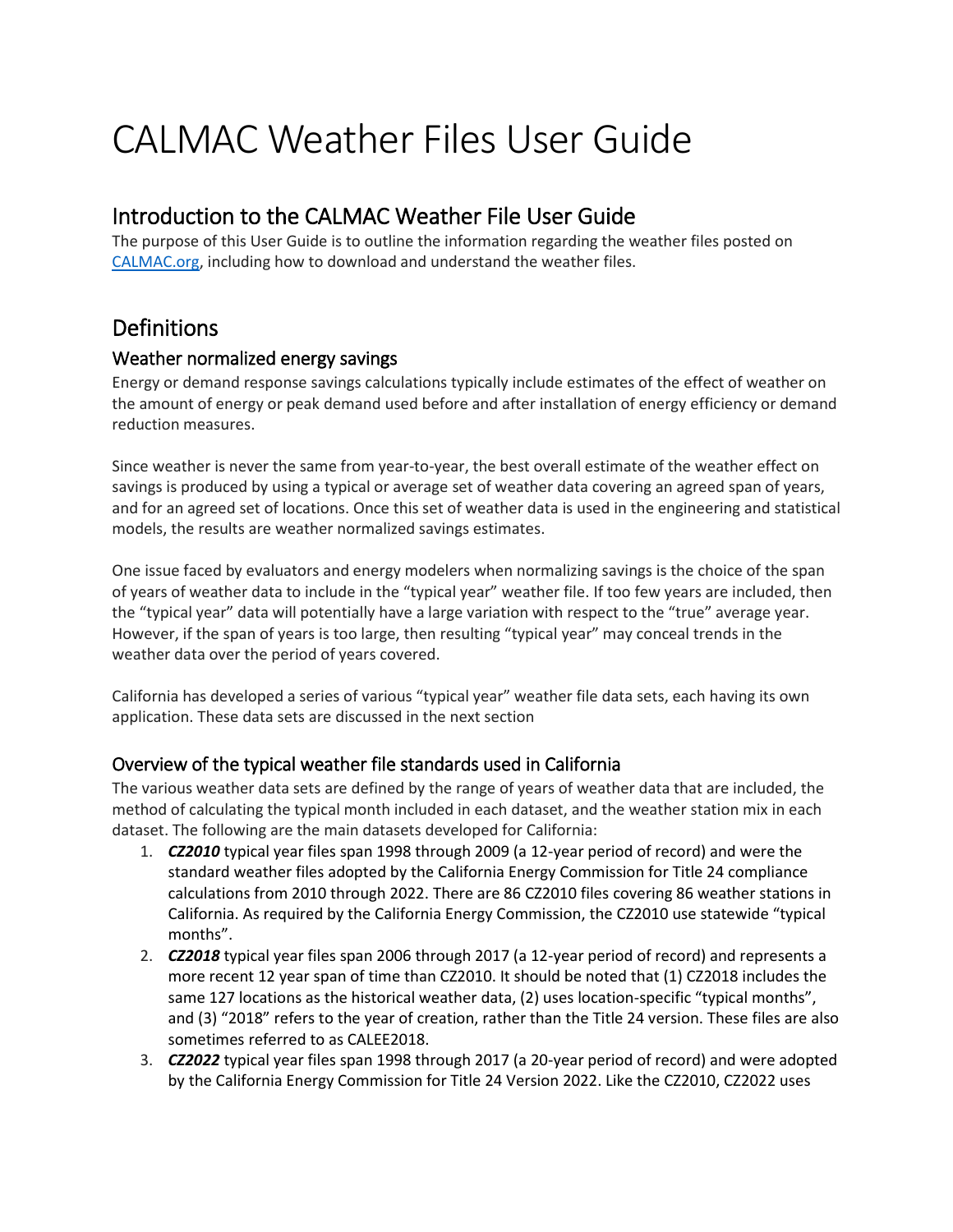# CALMAC Weather Files User Guide

## Introduction to the CALMAC Weather File User Guide

The purpose of this User Guide is to outline the information regarding the weather files posted on [CALMAC.org](CALMAC.org), including how to download and understand the weather files.

## Definitions

### Weather normalized energy savings

Energy or demand response savings calculations typically include estimates of the effect of weather on the amount of energy or peak demand used before and after installation of energy efficiency or demand reduction measures.

Since weather is never the same from year-to-year, the best overall estimate of the weather effect on savings is produced by using a typical or average set of weather data covering an agreed span of years, and for an agreed set of locations. Once this set of weather data is used in the engineering and statistical models, the results are weather normalized savings estimates.

One issue faced by evaluators and energy modelers when normalizing savings is the choice of the span of years of weather data to include in the "typical year" weather file. If too few years are included, then the "typical year" data will potentially have a large variation with respect to the "true" average year. However, if the span of years is too large, then resulting "typical year" may conceal trends in the weather data over the period of years covered.

California has developed a series of various "typical year" weather file data sets, each having its own application. These data sets are discussed in the next section

### Overview of the typical weather file standards used in California

The various weather data sets are defined by the range of years of weather data that are included, the method of calculating the typical month included in each dataset, and the weather station mix in each dataset. The following are the main datasets developed for California:

1. ***CZ2010*** typical year files span 1998 through 2009 (a 12-year period of record) and were the standard weather files adopted by the California Energy Commission for Title 24 compliance calculations from 2010 through 2022. There are 86 CZ2010 files covering 86 weather stations in California. As required by the California Energy Commission, the CZ2010 use statewide "typical months".
2. ***CZ2018*** typical year files span 2006 through 2017 (a 12-year period of record) and represents a more recent 12 year span of time than CZ2010. It should be noted that (1) CZ2018 includes the same 127 locations as the historical weather data, (2) uses location-specific "typical months", and (3) "2018" refers to the year of creation, rather than the Title 24 version. These files are also sometimes referred to as CALEE2018.
3. ***CZ2022*** typical year files span 1998 through 2017 (a 20-year period of record) and were adopted by the California Energy Commission for Title 24 Version 2022. Like the CZ2010, CZ2022 uses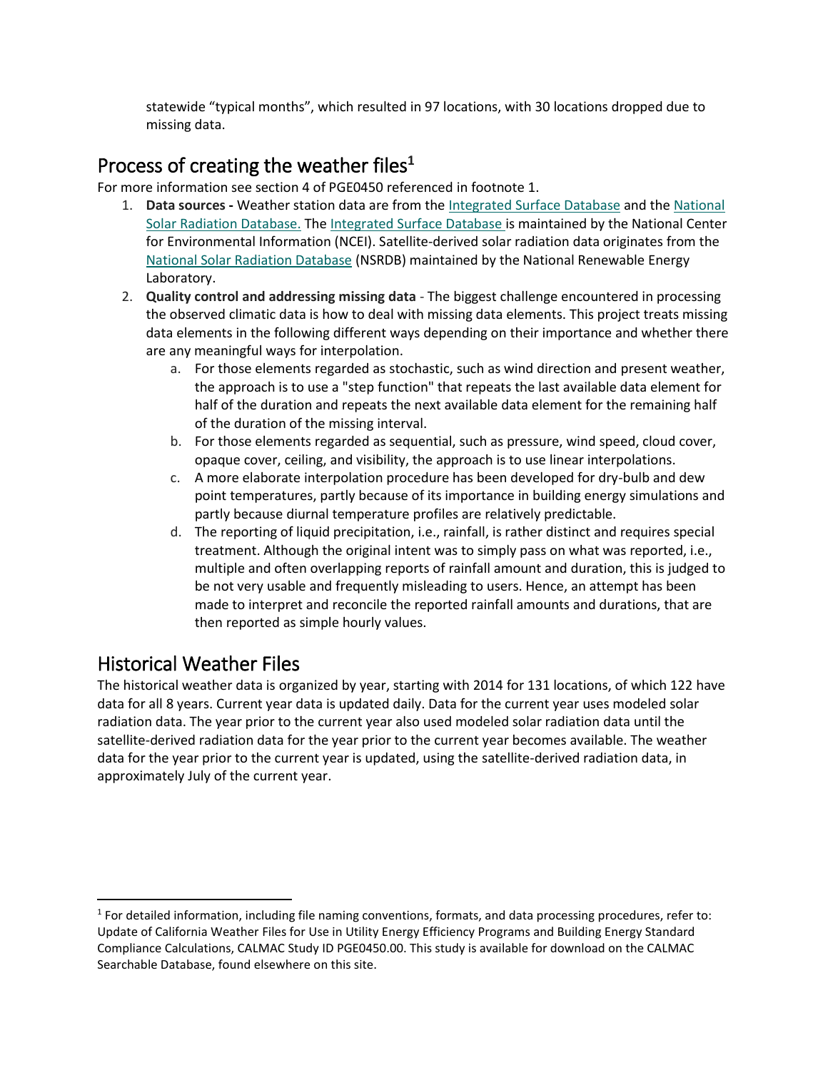statewide "typical months", which resulted in 97 locations, with 30 locations dropped due to missing data.

## Process of creating the weather files[1]

For more information see section 4 of PGE0450 referenced in footnote 1.

1. **Data sources -** Weather station data are from the Integrated Surface Database and the National Solar Radiation Database. The Integrated Surface Database is maintained by the National Center for Environmental Information (NCEI). Satellite-derived solar radiation data originates from the National Solar Radiation Database (NSRDB) maintained by the National Renewable Energy Laboratory.
2. **Quality control and addressing missing data** - The biggest challenge encountered in processing the observed climatic data is how to deal with missing data elements. This project treats missing data elements in the following different ways depending on their importance and whether there are any meaningful ways for interpolation.
   a. For those elements regarded as stochastic, such as wind direction and present weather, the approach is to use a "step function" that repeats the last available data element for half of the duration and repeats the next available data element for the remaining half of the duration of the missing interval.
   b. For those elements regarded as sequential, such as pressure, wind speed, cloud cover, opaque cover, ceiling, and visibility, the approach is to use linear interpolations.
   c. A more elaborate interpolation procedure has been developed for dry-bulb and dew point temperatures, partly because of its importance in building energy simulations and partly because diurnal temperature profiles are relatively predictable.
   d. The reporting of liquid precipitation, i.e., rainfall, is rather distinct and requires special treatment. Although the original intent was to simply pass on what was reported, i.e., multiple and often overlapping reports of rainfall amount and duration, this is judged to be not very usable and frequently misleading to users. Hence, an attempt has been made to interpret and reconcile the reported rainfall amounts and durations, that are then reported as simple hourly values.

## Historical Weather Files

The historical weather data is organized by year, starting with 2014 for 131 locations, of which 122 have data for all 8 years. Current year data is updated daily. Data for the current year uses modeled solar radiation data. The year prior to the current year also used modeled solar radiation data until the satellite-derived radiation data for the year prior to the current year becomes available. The weather data for the year prior to the current year is updated, using the satellite-derived radiation data, in approximately July of the current year.

[1] For detailed information, including file naming conventions, formats, and data processing procedures, refer to: Update of California Weather Files for Use in Utility Energy Efficiency Programs and Building Energy Standard Compliance Calculations, CALMAC Study ID PGE0450.00. This study is available for download on the CALMAC Searchable Database, found elsewhere on this site.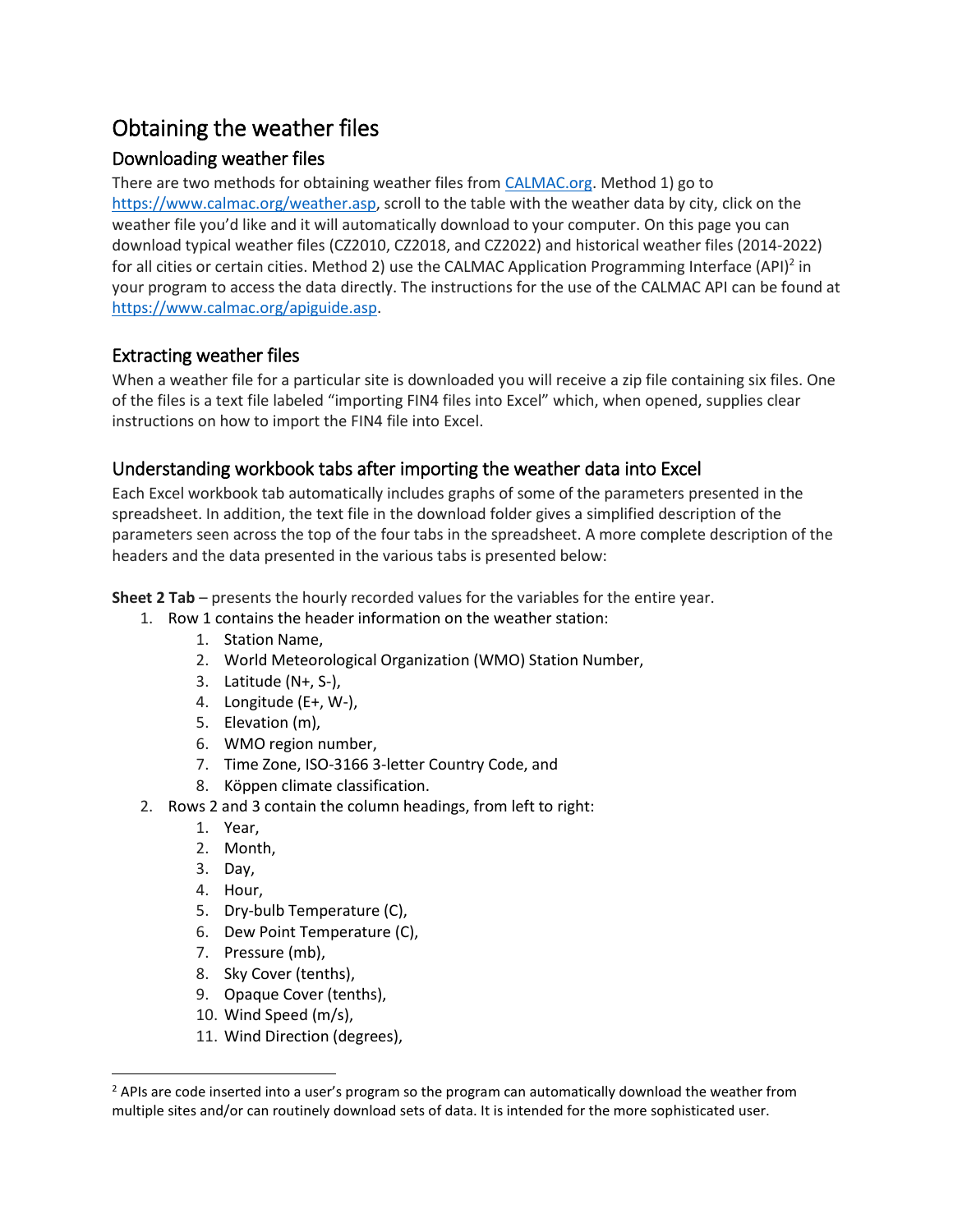# Obtaining the weather files

## Downloading weather files

There are two methods for obtaining weather files from [CALMAC.org](https://www.calmac.org). Method 1) go to [https://www.calmac.org/weather.asp](https://www.calmac.org/weather.asp), scroll to the table with the weather data by city, click on the weather file you'd like and it will automatically download to your computer. On this page you can download typical weather files (CZ2010, CZ2018, and CZ2022) and historical weather files (2014-2022) for all cities or certain cities. Method 2) use the CALMAC Application Programming Interface (API)[2] in your program to access the data directly. The instructions for the use of the CALMAC API can be found at [https://www.calmac.org/apiguide.asp](https://www.calmac.org/apiguide.asp).

## Extracting weather files

When a weather file for a particular site is downloaded you will receive a zip file containing six files. One of the files is a text file labeled "importing FIN4 files into Excel" which, when opened, supplies clear instructions on how to import the FIN4 file into Excel.

## Understanding workbook tabs after importing the weather data into Excel

Each Excel workbook tab automatically includes graphs of some of the parameters presented in the spreadsheet. In addition, the text file in the download folder gives a simplified description of the parameters seen across the top of the four tabs in the spreadsheet. A more complete description of the headers and the data presented in the various tabs is presented below:

**Sheet 2 Tab** – presents the hourly recorded values for the variables for the entire year.

1. Row 1 contains the header information on the weather station:
    1. Station Name,
    2. World Meteorological Organization (WMO) Station Number,
    3. Latitude (N+, S-),
    4. Longitude (E+, W-),
    5. Elevation (m),
    6. WMO region number,
    7. Time Zone, ISO-3166 3-letter Country Code, and
    8. Köppen climate classification.
2. Rows 2 and 3 contain the column headings, from left to right:
    1. Year,
    2. Month,
    3. Day,
    4. Hour,
    5. Dry-bulb Temperature (C),
    6. Dew Point Temperature (C),
    7. Pressure (mb),
    8. Sky Cover (tenths),
    9. Opaque Cover (tenths),
    10. Wind Speed (m/s),
    11. Wind Direction (degrees),

[2] APIs are code inserted into a user's program so the program can automatically download the weather from multiple sites and/or can routinely download sets of data. It is intended for the more sophisticated user.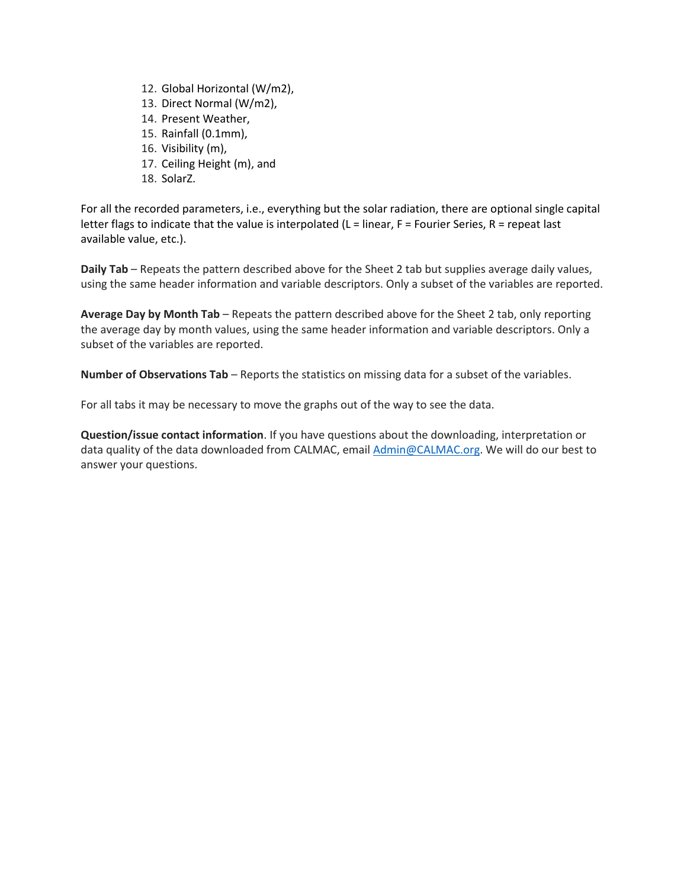12. Global Horizontal (W/m2),
13. Direct Normal (W/m2),
14. Present Weather,
15. Rainfall (0.1mm),
16. Visibility (m),
17. Ceiling Height (m), and
18. SolarZ.

For all the recorded parameters, i.e., everything but the solar radiation, there are optional single capital letter flags to indicate that the value is interpolated (L = linear, F = Fourier Series, R = repeat last available value, etc.).

**Daily Tab** – Repeats the pattern described above for the Sheet 2 tab but supplies average daily values, using the same header information and variable descriptors. Only a subset of the variables are reported.

**Average Day by Month Tab** – Repeats the pattern described above for the Sheet 2 tab, only reporting the average day by month values, using the same header information and variable descriptors. Only a subset of the variables are reported.

**Number of Observations Tab** – Reports the statistics on missing data for a subset of the variables.

For all tabs it may be necessary to move the graphs out of the way to see the data.

**Question/issue contact information**. If you have questions about the downloading, interpretation or data quality of the data downloaded from CALMAC, email Admin@CALMAC.org. We will do our best to answer your questions.